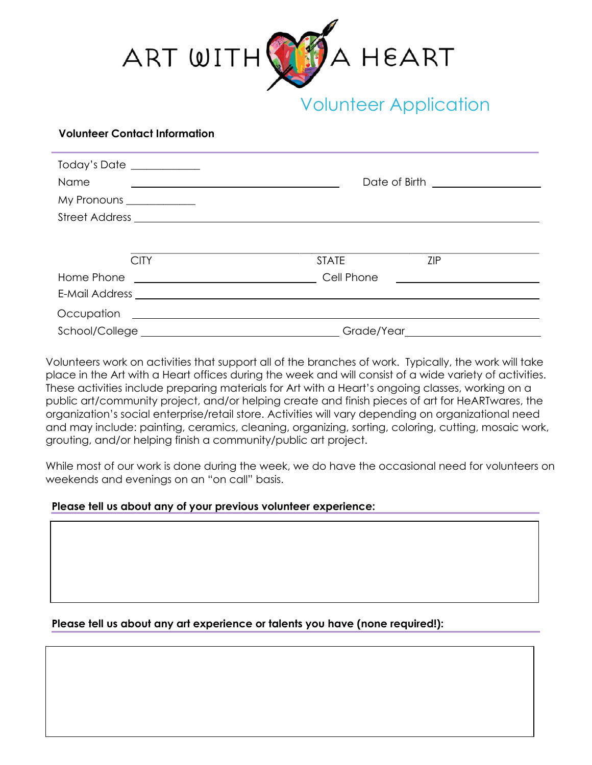# ART WITH A HEART

## Volunteer Application

**Volunteer Contact Information**

Today's Date ____________

Name ________________________________ Date of Birth ________________

My Pronouns ____________

Street Address ____________________________________________________________

____________________________________________________________

CITY STATE ZIP

Home Phone ____________________________ Cell Phone ______________________

E-Mail Address ____________________________________________________________

Occupation ____________________________________________________________

School/College ____________________________ Grade/Year ______________________

Volunteers work on activities that support all of the branches of work. Typically, the work will take place in the Art with a Heart offices during the week and will consist of a wide variety of activities. These activities include preparing materials for Art with a Heart's ongoing classes, working on a public art/community project, and/or helping create and finish pieces of art for HeARTwares, the organization's social enterprise/retail store. Activities will vary depending on organizational need and may include: painting, ceramics, cleaning, organizing, sorting, coloring, cutting, mosaic work, grouting, and/or helping finish a community/public art project.

While most of our work is done during the week, we do have the occasional need for volunteers on weekends and evenings on an "on call" basis.

**Please tell us about any of your previous volunteer experience:**

**Please tell us about any art experience or talents you have (none required!):**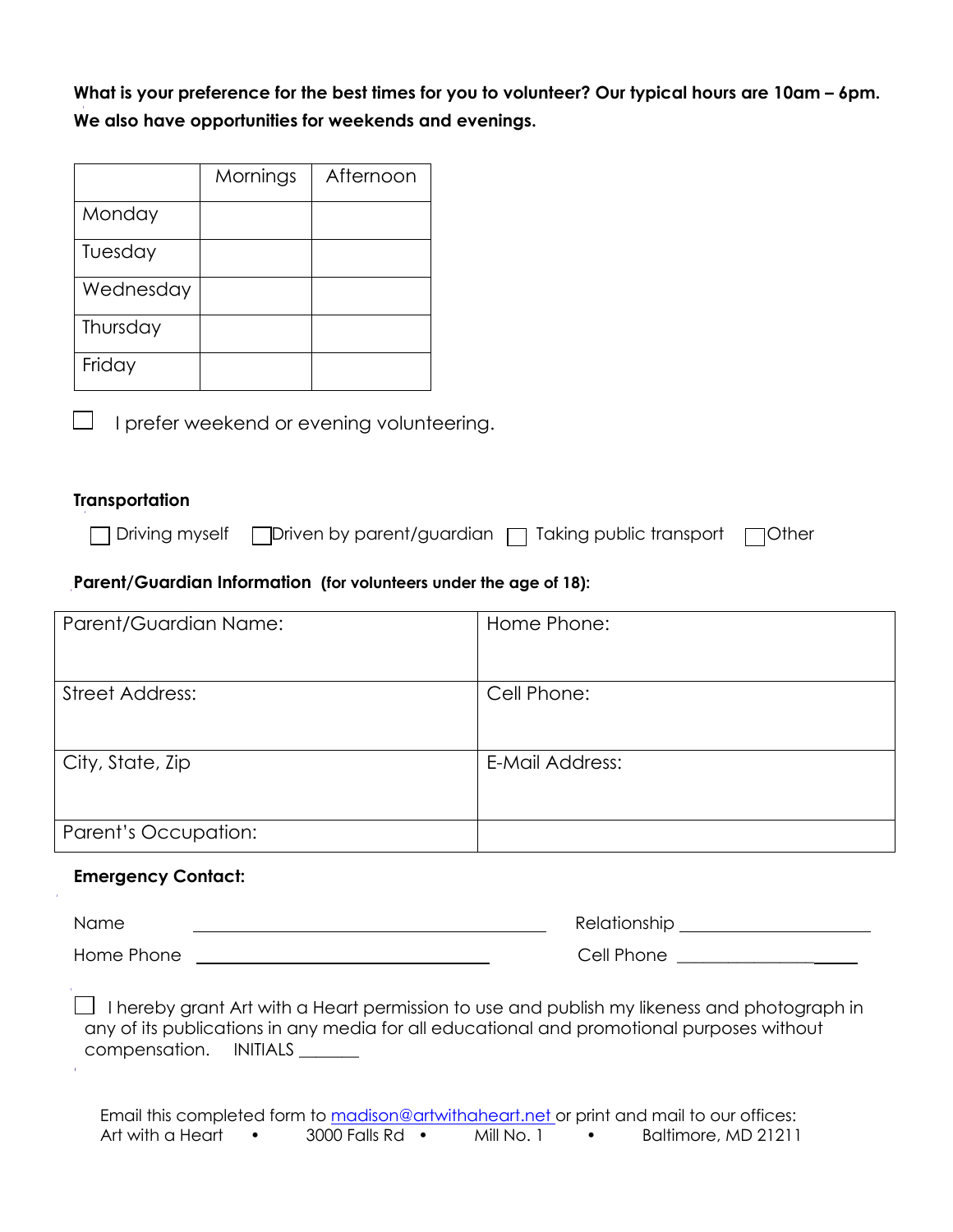**What is your preference for the best times for you to volunteer? Our typical hours are 10am – 6pm. We also have opportunities for weekends and evenings.**

| | Mornings | Afternoon |
|---|---|---|
| Monday | | |
| Tuesday | | |
| Wednesday | | |
| Thursday | | |
| Friday | | |

☐ I prefer weekend or evening volunteering.

**Transportation**

☐ Driving myself ☐ Driven by parent/guardian ☐ Taking public transport ☐ Other

**Parent/Guardian Information (for volunteers under the age of 18):**

| | |
|---|---|
| Parent/Guardian Name: | Home Phone: |
| Street Address: | Cell Phone: |
| City, State, Zip | E-Mail Address: |
| Parent's Occupation: | |

**Emergency Contact:**

Name ______________________________ Relationship ____________________

Home Phone ______________________________ Cell Phone ____________________

☐ I hereby grant Art with a Heart permission to use and publish my likeness and photograph in any of its publications in any media for all educational and promotional purposes without compensation. INITIALS _______

Email this completed form to madison@artwithaheart.net or print and mail to our offices:
Art with a Heart • 3000 Falls Rd • Mill No. 1 • Baltimore, MD 21211